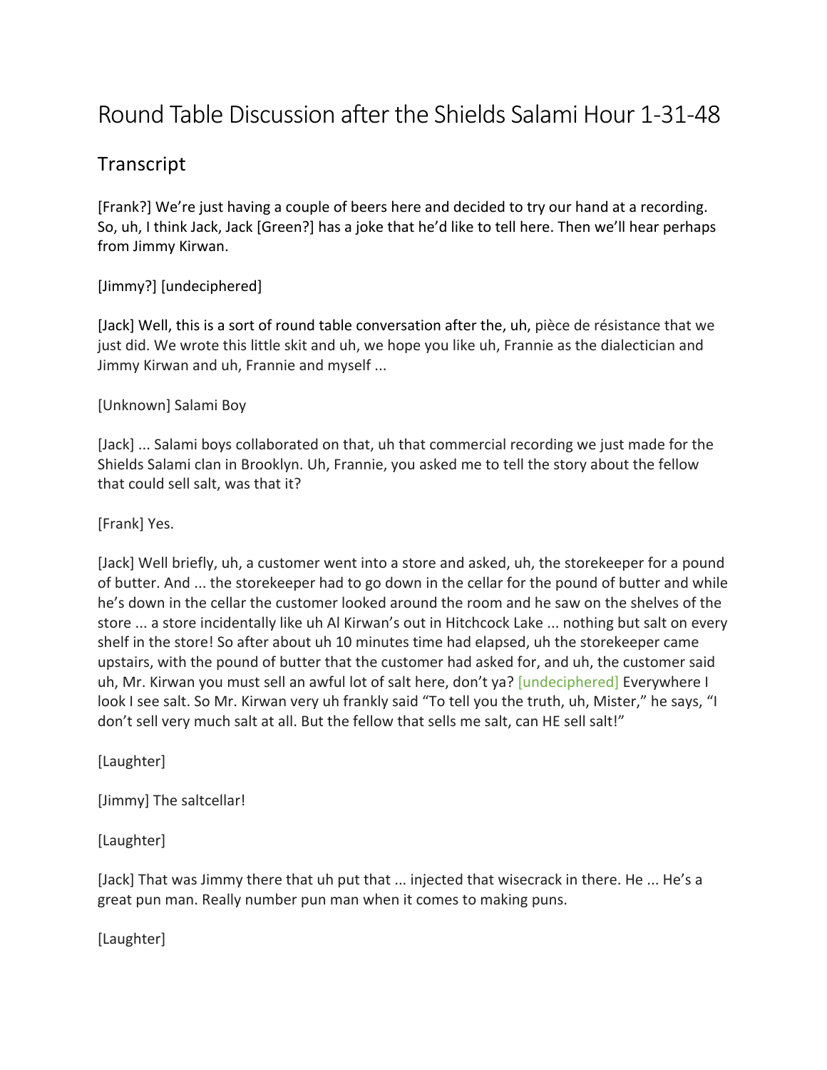# Round Table Discussion after the Shields Salami Hour 1-31-48

## Transcript

[Frank?] We're just having a couple of beers here and decided to try our hand at a recording. So, uh, I think Jack, Jack [Green?] has a joke that he'd like to tell here. Then we'll hear perhaps from Jimmy Kirwan.

[Jimmy?] [undeciphered]

[Jack] Well, this is a sort of round table conversation after the, uh, pièce de résistance that we just did. We wrote this little skit and uh, we hope you like uh, Frannie as the dialectician and Jimmy Kirwan and uh, Frannie and myself ...

[Unknown] Salami Boy

[Jack] ... Salami boys collaborated on that, uh that commercial recording we just made for the Shields Salami clan in Brooklyn. Uh, Frannie, you asked me to tell the story about the fellow that could sell salt, was that it?

[Frank] Yes.

[Jack] Well briefly, uh, a customer went into a store and asked, uh, the storekeeper for a pound of butter. And ... the storekeeper had to go down in the cellar for the pound of butter and while he's down in the cellar the customer looked around the room and he saw on the shelves of the store ... a store incidentally like uh Al Kirwan's out in Hitchcock Lake ... nothing but salt on every shelf in the store! So after about uh 10 minutes time had elapsed, uh the storekeeper came upstairs, with the pound of butter that the customer had asked for, and uh, the customer said uh, Mr. Kirwan you must sell an awful lot of salt here, don't ya? [undeciphered] Everywhere I look I see salt. So Mr. Kirwan very uh frankly said "To tell you the truth, uh, Mister," he says, "I don't sell very much salt at all. But the fellow that sells me salt, can HE sell salt!"

[Laughter]

[Jimmy] The saltcellar!

[Laughter]

[Jack] That was Jimmy there that uh put that ... injected that wisecrack in there. He ... He's a great pun man. Really number pun man when it comes to making puns.

[Laughter]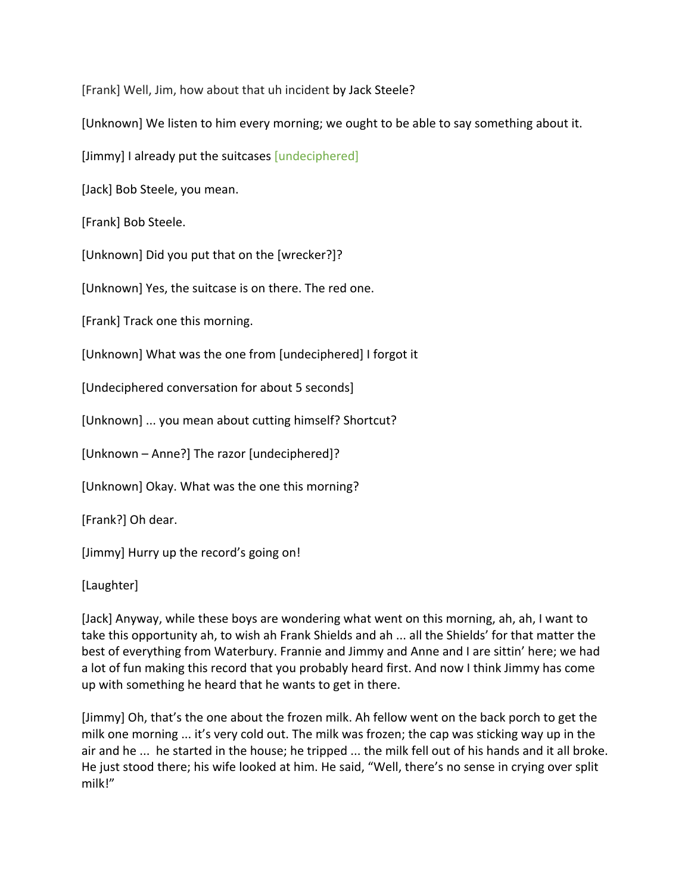[Frank] Well, Jim, how about that uh incident by Jack Steele?

[Unknown] We listen to him every morning; we ought to be able to say something about it.

[Jimmy] I already put the suitcases [undeciphered]

[Jack] Bob Steele, you mean.

[Frank] Bob Steele.

[Unknown] Did you put that on the [wrecker?]?

[Unknown] Yes, the suitcase is on there. The red one.

[Frank] Track one this morning.

[Unknown] What was the one from [undeciphered] I forgot it

[Undeciphered conversation for about 5 seconds]

[Unknown] ... you mean about cutting himself? Shortcut?

[Unknown – Anne?] The razor [undeciphered]?

[Unknown] Okay. What was the one this morning?

[Frank?] Oh dear.

[Jimmy] Hurry up the record's going on!

[Laughter]

[Jack] Anyway, while these boys are wondering what went on this morning, ah, ah, I want to take this opportunity ah, to wish ah Frank Shields and ah ... all the Shields' for that matter the best of everything from Waterbury. Frannie and Jimmy and Anne and I are sittin' here; we had a lot of fun making this record that you probably heard first. And now I think Jimmy has come up with something he heard that he wants to get in there.

[Jimmy] Oh, that's the one about the frozen milk. Ah fellow went on the back porch to get the milk one morning ... it's very cold out. The milk was frozen; the cap was sticking way up in the air and he ... he started in the house; he tripped ... the milk fell out of his hands and it all broke. He just stood there; his wife looked at him. He said, "Well, there's no sense in crying over split milk!"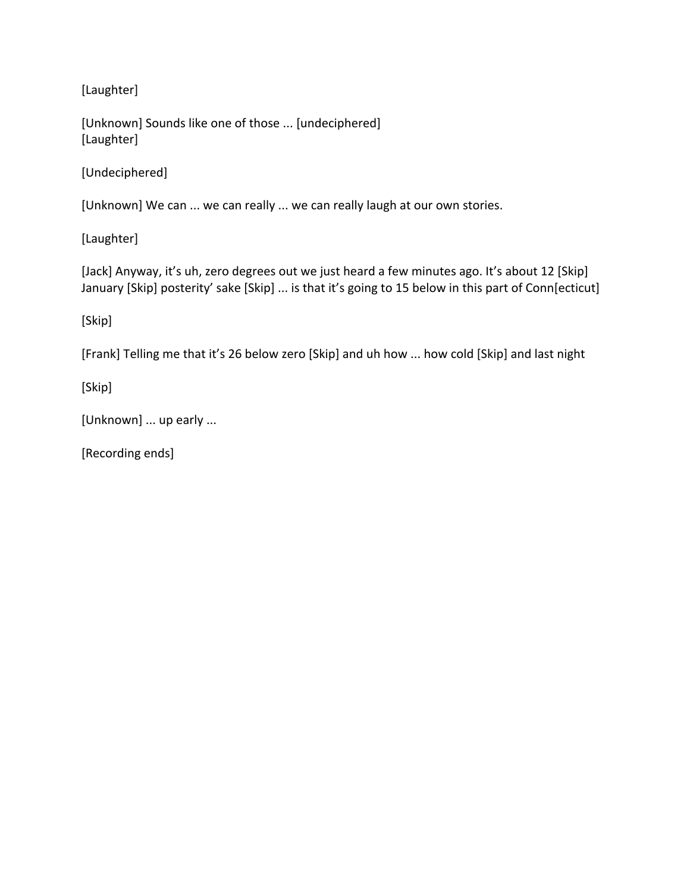[Laughter]

[Unknown] Sounds like one of those ... [undeciphered]
[Laughter]

[Undeciphered]

[Unknown] We can ... we can really ... we can really laugh at our own stories.

[Laughter]

[Jack] Anyway, it's uh, zero degrees out we just heard a few minutes ago. It's about 12 [Skip] January [Skip] posterity' sake [Skip] ... is that it's going to 15 below in this part of Conn[ecticut]

[Skip]

[Frank] Telling me that it's 26 below zero [Skip] and uh how ... how cold [Skip] and last night

[Skip]

[Unknown] ... up early ...

[Recording ends]